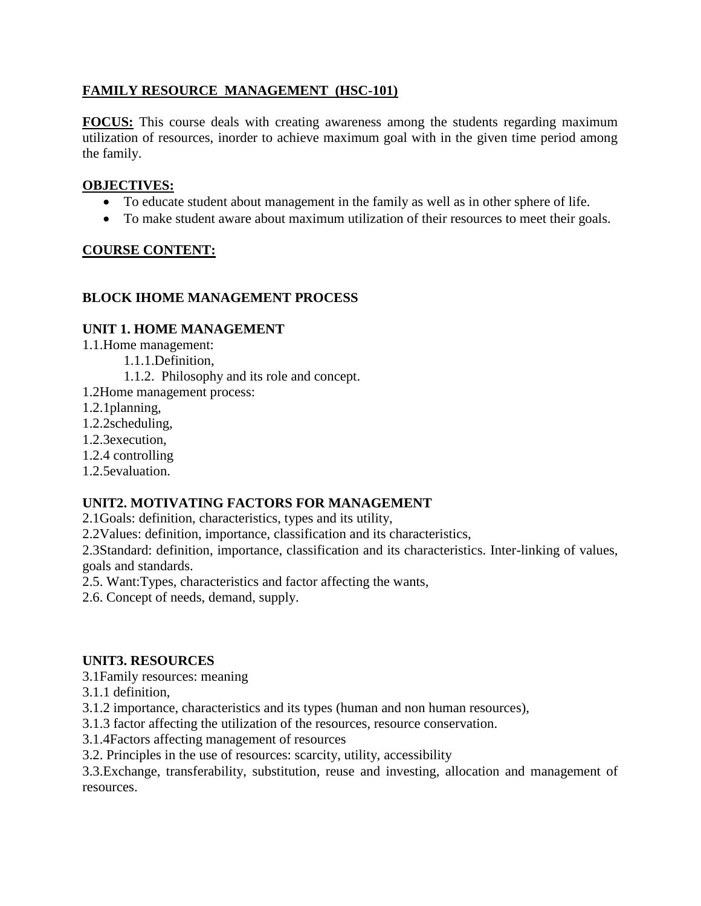# FAMILY RESOURCE MANAGEMENT (HSC-101)

**FOCUS:** This course deals with creating awareness among the students regarding maximum utilization of resources, inorder to achieve maximum goal with in the given time period among the family.

## OBJECTIVES:

- To educate student about management in the family as well as in other sphere of life.
- To make student aware about maximum utilization of their resources to meet their goals.

## COURSE CONTENT:

### BLOCK IHOME MANAGEMENT PROCESS

#### UNIT 1. HOME MANAGEMENT

1.1.Home management:

  1.1.1.Definition,

  1.1.2. Philosophy and its role and concept.

1.2Home management process:

1.2.1planning,

1.2.2scheduling,

1.2.3execution,

1.2.4 controlling

1.2.5evaluation.

#### UNIT2. MOTIVATING FACTORS FOR MANAGEMENT

2.1Goals: definition, characteristics, types and its utility,

2.2Values: definition, importance, classification and its characteristics,

2.3Standard: definition, importance, classification and its characteristics. Inter-linking of values, goals and standards.

2.5. Want:Types, characteristics and factor affecting the wants,

2.6. Concept of needs, demand, supply.

#### UNIT3. RESOURCES

3.1Family resources: meaning

3.1.1 definition,

3.1.2 importance, characteristics and its types (human and non human resources),

3.1.3 factor affecting the utilization of the resources, resource conservation.

3.1.4Factors affecting management of resources

3.2. Principles in the use of resources: scarcity, utility, accessibility

3.3.Exchange, transferability, substitution, reuse and investing, allocation and management of resources.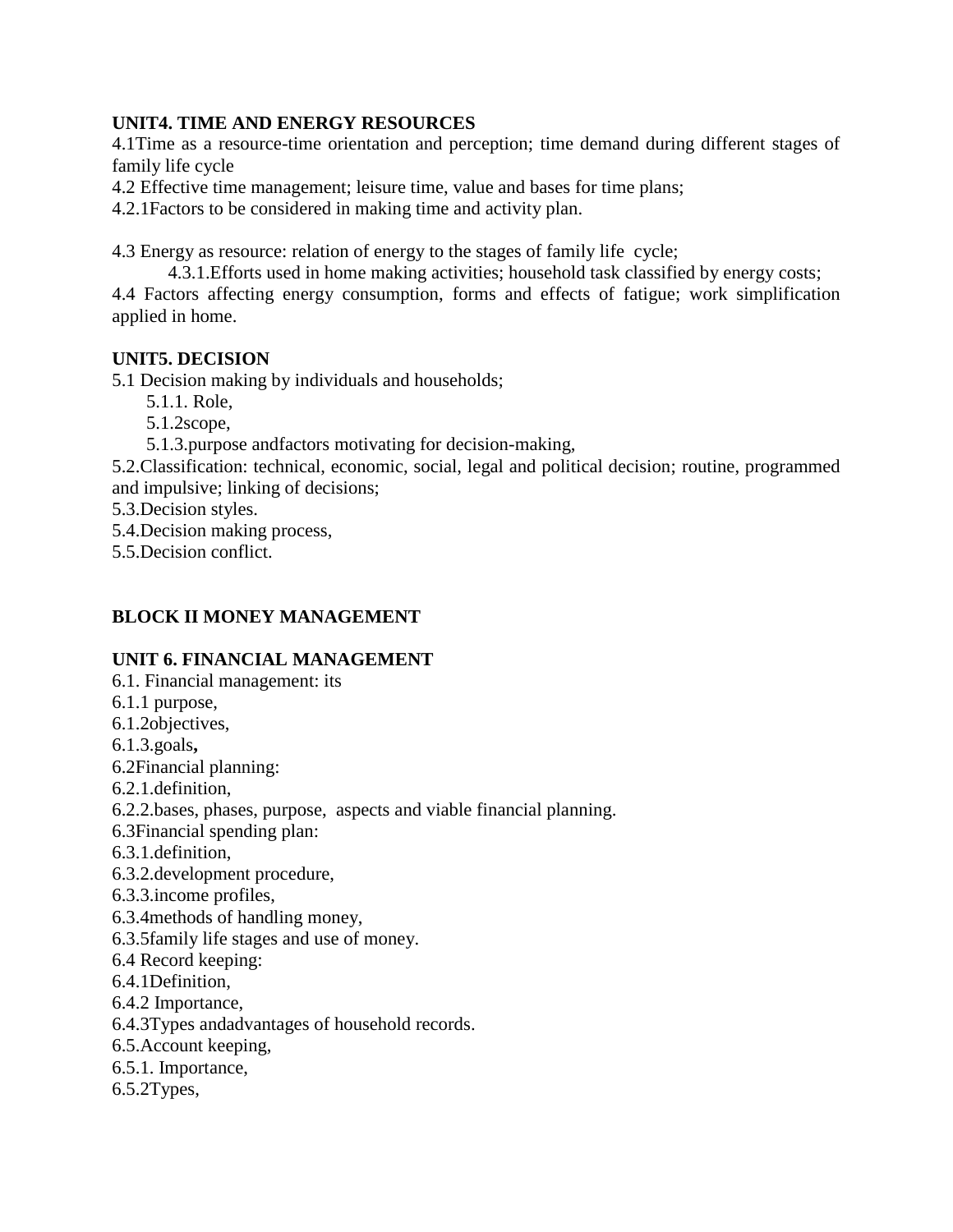**UNIT4. TIME AND ENERGY RESOURCES**

4.1Time as a resource-time orientation and perception; time demand during different stages of family life cycle

4.2 Effective time management; leisure time, value and bases for time plans;

4.2.1Factors to be considered in making time and activity plan.

4.3 Energy as resource: relation of energy to the stages of family life cycle;

4.3.1.Efforts used in home making activities; household task classified by energy costs;

4.4 Factors affecting energy consumption, forms and effects of fatigue; work simplification applied in home.

**UNIT5. DECISION**

5.1 Decision making by individuals and households;

5.1.1. Role,

5.1.2scope,

5.1.3.purpose andfactors motivating for decision-making,

5.2.Classification: technical, economic, social, legal and political decision; routine, programmed and impulsive; linking of decisions;

5.3.Decision styles.

5.4.Decision making process,

5.5.Decision conflict.

**BLOCK II MONEY MANAGEMENT**

**UNIT 6. FINANCIAL MANAGEMENT**

6.1. Financial management: its

6.1.1 purpose,

6.1.2objectives,

6.1.3.goals**,**

6.2Financial planning:

6.2.1.definition,

6.2.2.bases, phases, purpose, aspects and viable financial planning.

6.3Financial spending plan:

6.3.1.definition,

6.3.2.development procedure,

6.3.3.income profiles,

6.3.4methods of handling money,

6.3.5family life stages and use of money.

6.4 Record keeping:

6.4.1Definition,

6.4.2 Importance,

6.4.3Types andadvantages of household records.

6.5.Account keeping,

6.5.1. Importance,

6.5.2Types,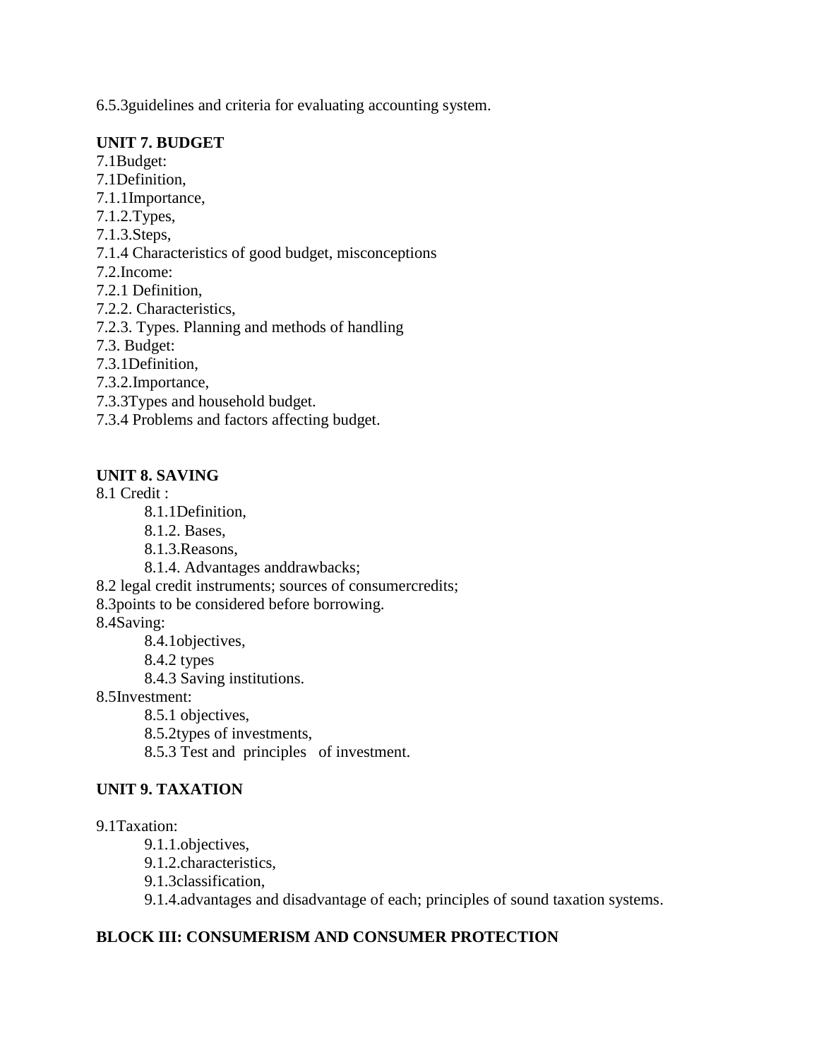6.5.3guidelines and criteria for evaluating accounting system.

**UNIT 7. BUDGET**

7.1Budget:
7.1Definition,
7.1.1Importance,
7.1.2.Types,
7.1.3.Steps,
7.1.4 Characteristics of good budget, misconceptions
7.2.Income:
7.2.1 Definition,
7.2.2. Characteristics,
7.2.3. Types. Planning and methods of handling
7.3. Budget:
7.3.1Definition,
7.3.2.Importance,
7.3.3Types and household budget.
7.3.4 Problems and factors affecting budget.

**UNIT 8. SAVING**

8.1 Credit :

- 8.1.1Definition,
- 8.1.2. Bases,
- 8.1.3.Reasons,
- 8.1.4. Advantages anddrawbacks;

8.2 legal credit instruments; sources of consumercredits;
8.3points to be considered before borrowing.
8.4Saving:

- 8.4.1objectives,
- 8.4.2 types
- 8.4.3 Saving institutions.

8.5Investment:

- 8.5.1 objectives,
- 8.5.2types of investments,
- 8.5.3 Test and principles of investment.

**UNIT 9. TAXATION**

9.1Taxation:

- 9.1.1.objectives,
- 9.1.2.characteristics,
- 9.1.3classification,
- 9.1.4.advantages and disadvantage of each; principles of sound taxation systems.

**BLOCK III: CONSUMERISM AND CONSUMER PROTECTION**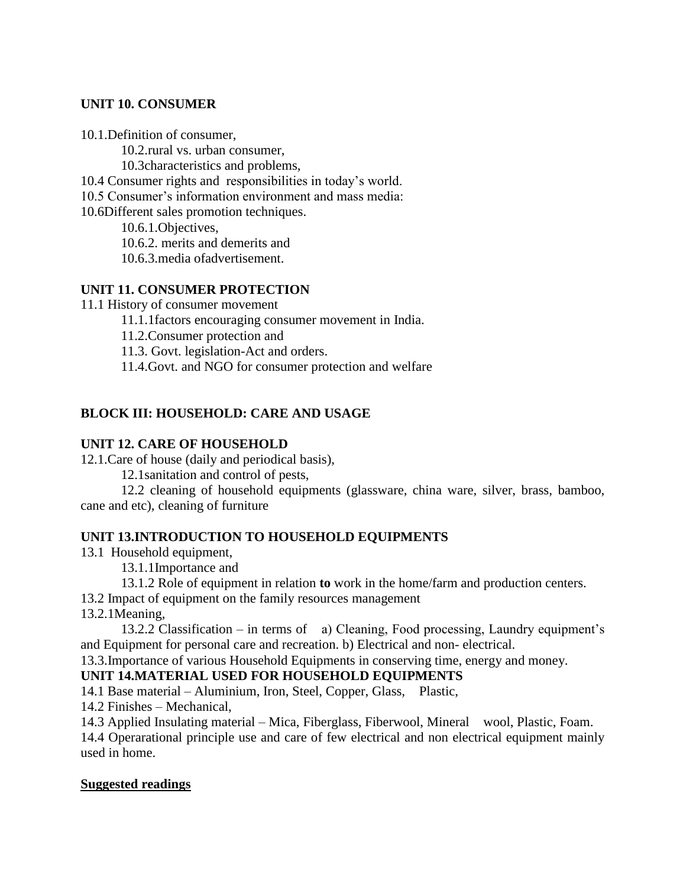**UNIT 10. CONSUMER**

10.1.Definition of consumer,

10.2.rural vs. urban consumer,

10.3characteristics and problems,

10.4 Consumer rights and responsibilities in today's world.

10.5 Consumer's information environment and mass media:

10.6Different sales promotion techniques.

10.6.1.Objectives,

10.6.2. merits and demerits and

10.6.3.media ofadvertisement.

**UNIT 11. CONSUMER PROTECTION**

11.1 History of consumer movement

11.1.1factors encouraging consumer movement in India.

11.2.Consumer protection and

11.3. Govt. legislation-Act and orders.

11.4.Govt. and NGO for consumer protection and welfare

**BLOCK III: HOUSEHOLD: CARE AND USAGE**

**UNIT 12. CARE OF HOUSEHOLD**

12.1.Care of house (daily and periodical basis),

12.1sanitation and control of pests,

12.2 cleaning of household equipments (glassware, china ware, silver, brass, bamboo, cane and etc), cleaning of furniture

**UNIT 13.INTRODUCTION TO HOUSEHOLD EQUIPMENTS**

13.1 Household equipment,

13.1.1Importance and

13.1.2 Role of equipment in relation **to** work in the home/farm and production centers.

13.2 Impact of equipment on the family resources management

13.2.1Meaning,

13.2.2 Classification – in terms of a) Cleaning, Food processing, Laundry equipment's and Equipment for personal care and recreation. b) Electrical and non- electrical.

13.3.Importance of various Household Equipments in conserving time, energy and money.

**UNIT 14.MATERIAL USED FOR HOUSEHOLD EQUIPMENTS**

14.1 Base material – Aluminium, Iron, Steel, Copper, Glass, Plastic,

14.2 Finishes – Mechanical,

14.3 Applied Insulating material – Mica, Fiberglass, Fiberwool, Mineral wool, Plastic, Foam.

14.4 Operarational principle use and care of few electrical and non electrical equipment mainly used in home.

**Suggested readings**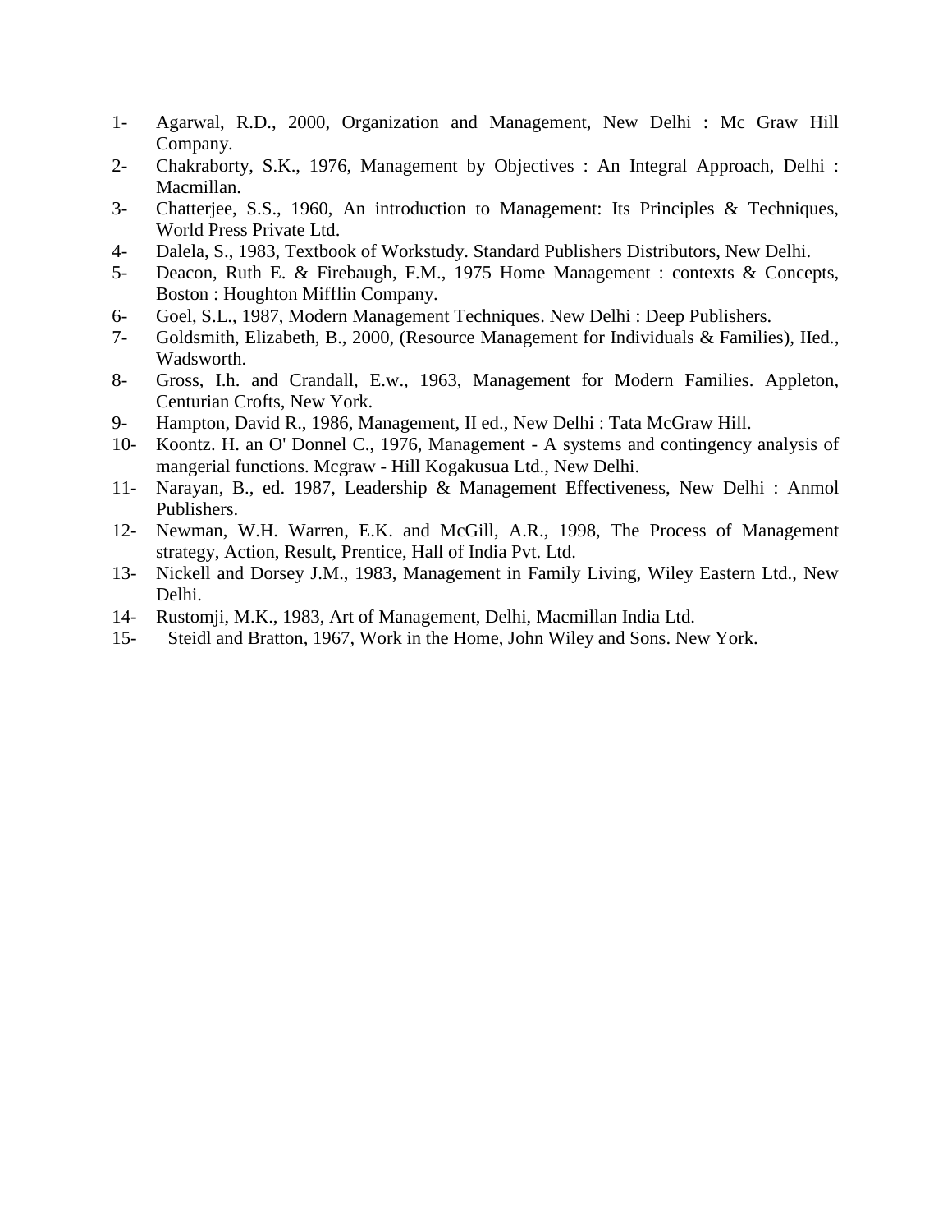1- Agarwal, R.D., 2000, Organization and Management, New Delhi : Mc Graw Hill Company.
2- Chakraborty, S.K., 1976, Management by Objectives : An Integral Approach, Delhi : Macmillan.
3- Chatterjee, S.S., 1960, An introduction to Management: Its Principles & Techniques, World Press Private Ltd.
4- Dalela, S., 1983, Textbook of Workstudy. Standard Publishers Distributors, New Delhi.
5- Deacon, Ruth E. & Firebaugh, F.M., 1975 Home Management : contexts & Concepts, Boston : Houghton Mifflin Company.
6- Goel, S.L., 1987, Modern Management Techniques. New Delhi : Deep Publishers.
7- Goldsmith, Elizabeth, B., 2000, (Resource Management for Individuals & Families), IIed., Wadsworth.
8- Gross, I.h. and Crandall, E.w., 1963, Management for Modern Families. Appleton, Centurian Crofts, New York.
9- Hampton, David R., 1986, Management, II ed., New Delhi : Tata McGraw Hill.
10- Koontz. H. an O' Donnel C., 1976, Management - A systems and contingency analysis of mangerial functions. Mcgraw - Hill Kogakusua Ltd., New Delhi.
11- Narayan, B., ed. 1987, Leadership & Management Effectiveness, New Delhi : Anmol Publishers.
12- Newman, W.H. Warren, E.K. and McGill, A.R., 1998, The Process of Management strategy, Action, Result, Prentice, Hall of India Pvt. Ltd.
13- Nickell and Dorsey J.M., 1983, Management in Family Living, Wiley Eastern Ltd., New Delhi.
14- Rustomji, M.K., 1983, Art of Management, Delhi, Macmillan India Ltd.
15- Steidl and Bratton, 1967, Work in the Home, John Wiley and Sons. New York.